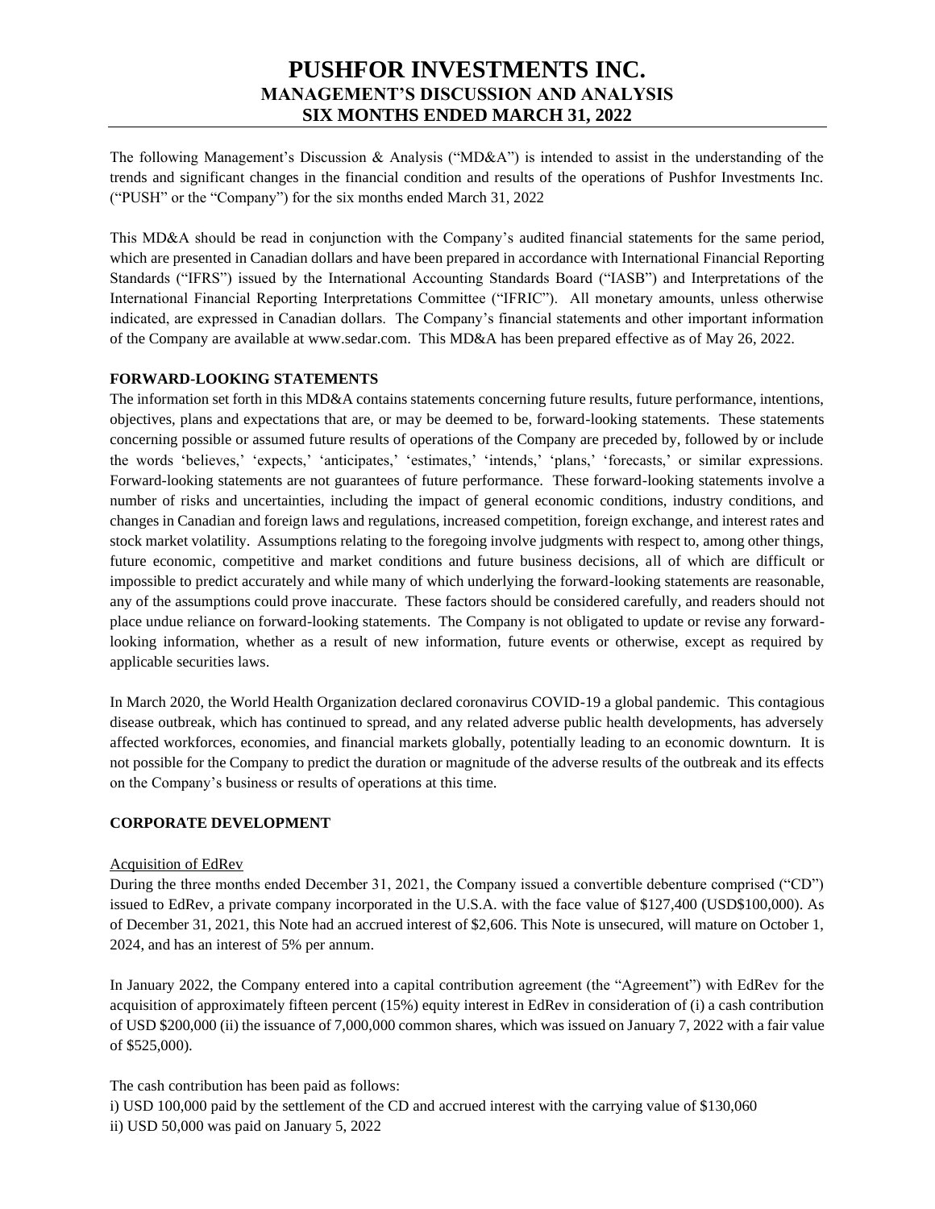# PUSHFOR INVESTMENTS INC.
## MANAGEMENT'S DISCUSSION AND ANALYSIS
## SIX MONTHS ENDED MARCH 31, 2022

The following Management's Discussion & Analysis ("MD&A") is intended to assist in the understanding of the trends and significant changes in the financial condition and results of the operations of Pushfor Investments Inc. ("PUSH" or the "Company") for the six months ended March 31, 2022

This MD&A should be read in conjunction with the Company's audited financial statements for the same period, which are presented in Canadian dollars and have been prepared in accordance with International Financial Reporting Standards ("IFRS") issued by the International Accounting Standards Board ("IASB") and Interpretations of the International Financial Reporting Interpretations Committee ("IFRIC"). All monetary amounts, unless otherwise indicated, are expressed in Canadian dollars. The Company's financial statements and other important information of the Company are available at www.sedar.com. This MD&A has been prepared effective as of May 26, 2022.

**FORWARD-LOOKING STATEMENTS**

The information set forth in this MD&A contains statements concerning future results, future performance, intentions, objectives, plans and expectations that are, or may be deemed to be, forward-looking statements. These statements concerning possible or assumed future results of operations of the Company are preceded by, followed by or include the words 'believes,' 'expects,' 'anticipates,' 'estimates,' 'intends,' 'plans,' 'forecasts,' or similar expressions. Forward-looking statements are not guarantees of future performance. These forward-looking statements involve a number of risks and uncertainties, including the impact of general economic conditions, industry conditions, and changes in Canadian and foreign laws and regulations, increased competition, foreign exchange, and interest rates and stock market volatility. Assumptions relating to the foregoing involve judgments with respect to, among other things, future economic, competitive and market conditions and future business decisions, all of which are difficult or impossible to predict accurately and while many of which underlying the forward-looking statements are reasonable, any of the assumptions could prove inaccurate. These factors should be considered carefully, and readers should not place undue reliance on forward-looking statements. The Company is not obligated to update or revise any forward-looking information, whether as a result of new information, future events or otherwise, except as required by applicable securities laws.

In March 2020, the World Health Organization declared coronavirus COVID-19 a global pandemic. This contagious disease outbreak, which has continued to spread, and any related adverse public health developments, has adversely affected workforces, economies, and financial markets globally, potentially leading to an economic downturn. It is not possible for the Company to predict the duration or magnitude of the adverse results of the outbreak and its effects on the Company's business or results of operations at this time.

**CORPORATE DEVELOPMENT**

Acquisition of EdRev

During the three months ended December 31, 2021, the Company issued a convertible debenture comprised ("CD") issued to EdRev, a private company incorporated in the U.S.A. with the face value of $127,400 (USD$100,000). As of December 31, 2021, this Note had an accrued interest of $2,606. This Note is unsecured, will mature on October 1, 2024, and has an interest of 5% per annum.

In January 2022, the Company entered into a capital contribution agreement (the "Agreement") with EdRev for the acquisition of approximately fifteen percent (15%) equity interest in EdRev in consideration of (i) a cash contribution of USD $200,000 (ii) the issuance of 7,000,000 common shares, which was issued on January 7, 2022 with a fair value of $525,000).

The cash contribution has been paid as follows:

i) USD 100,000 paid by the settlement of the CD and accrued interest with the carrying value of $130,060

ii) USD 50,000 was paid on January 5, 2022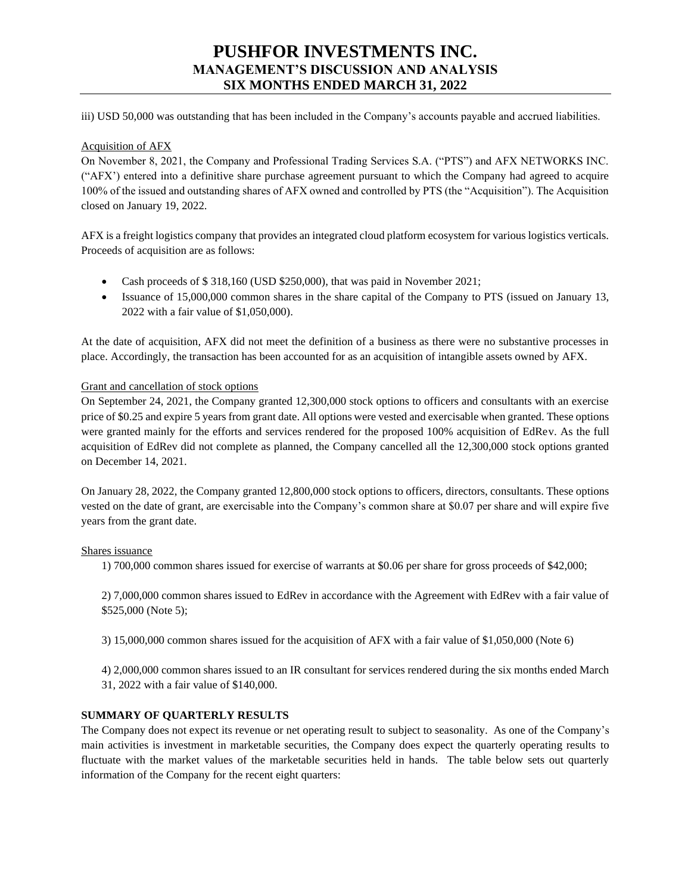iii) USD 50,000 was outstanding that has been included in the Company's accounts payable and accrued liabilities.

Acquisition of AFX

On November 8, 2021, the Company and Professional Trading Services S.A. ("PTS") and AFX NETWORKS INC. ("AFX') entered into a definitive share purchase agreement pursuant to which the Company had agreed to acquire 100% of the issued and outstanding shares of AFX owned and controlled by PTS (the "Acquisition"). The Acquisition closed on January 19, 2022.

AFX is a freight logistics company that provides an integrated cloud platform ecosystem for various logistics verticals. Proceeds of acquisition are as follows:

- Cash proceeds of $ 318,160 (USD $250,000), that was paid in November 2021;
- Issuance of 15,000,000 common shares in the share capital of the Company to PTS (issued on January 13, 2022 with a fair value of $1,050,000).

At the date of acquisition, AFX did not meet the definition of a business as there were no substantive processes in place. Accordingly, the transaction has been accounted for as an acquisition of intangible assets owned by AFX.

Grant and cancellation of stock options

On September 24, 2021, the Company granted 12,300,000 stock options to officers and consultants with an exercise price of $0.25 and expire 5 years from grant date. All options were vested and exercisable when granted. These options were granted mainly for the efforts and services rendered for the proposed 100% acquisition of EdRev. As the full acquisition of EdRev did not complete as planned, the Company cancelled all the 12,300,000 stock options granted on December 14, 2021.

On January 28, 2022, the Company granted 12,800,000 stock options to officers, directors, consultants. These options vested on the date of grant, are exercisable into the Company's common share at $0.07 per share and will expire five years from the grant date.

Shares issuance

1) 700,000 common shares issued for exercise of warrants at $0.06 per share for gross proceeds of $42,000;

2) 7,000,000 common shares issued to EdRev in accordance with the Agreement with EdRev with a fair value of $525,000 (Note 5);

3) 15,000,000 common shares issued for the acquisition of AFX with a fair value of $1,050,000 (Note 6)

4) 2,000,000 common shares issued to an IR consultant for services rendered during the six months ended March 31, 2022 with a fair value of $140,000.

**SUMMARY OF QUARTERLY RESULTS**

The Company does not expect its revenue or net operating result to subject to seasonality. As one of the Company's main activities is investment in marketable securities, the Company does expect the quarterly operating results to fluctuate with the market values of the marketable securities held in hands. The table below sets out quarterly information of the Company for the recent eight quarters: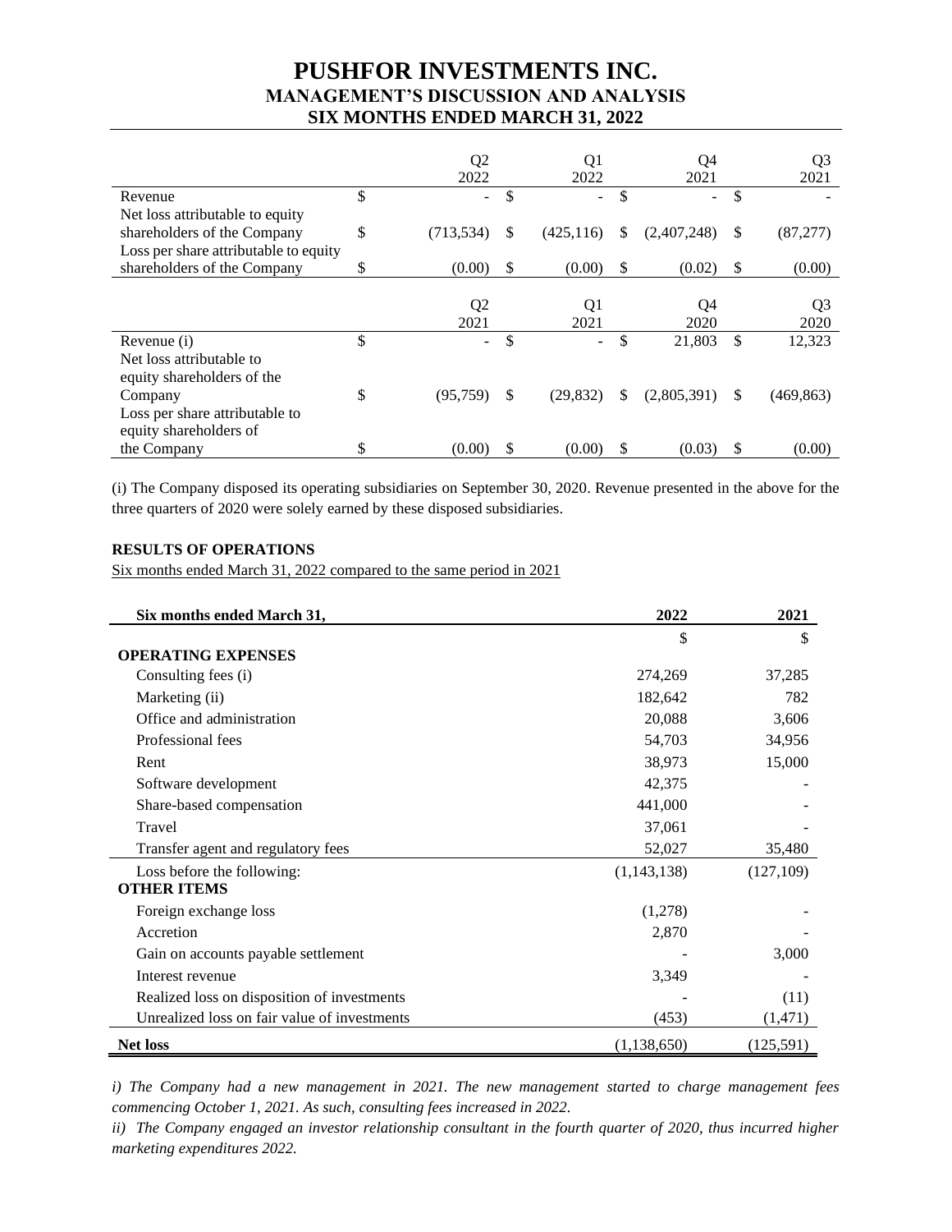|  | Q2 2022 | Q1 2022 | Q4 2021 | Q3 2021 |
|---|---|---|---|---|
| Revenue | $ - | $ - | $ - | $ - |
| Net loss attributable to equity shareholders of the Company | $ (713,534) | $ (425,116) | $ (2,407,248) | $ (87,277) |
| Loss per share attributable to equity shareholders of the Company | $ (0.00) | $ (0.00) | $ (0.02) | $ (0.00) |

|  | Q2 2021 | Q1 2021 | Q4 2020 | Q3 2020 |
|---|---|---|---|---|
| Revenue (i) | $ - | $ - | $ 21,803 | $ 12,323 |
| Net loss attributable to equity shareholders of the Company | $ (95,759) | $ (29,832) | $ (2,805,391) | $ (469,863) |
| Loss per share attributable to equity shareholders of the Company | $ (0.00) | $ (0.00) | $ (0.03) | $ (0.00) |

(i) The Company disposed its operating subsidiaries on September 30, 2020. Revenue presented in the above for the three quarters of 2020 were solely earned by these disposed subsidiaries.

**RESULTS OF OPERATIONS**

Six months ended March 31, 2022 compared to the same period in 2021

| Six months ended March 31, | 2022 | 2021 |
|---|---|---|
|  | $ | $ |
| **OPERATING EXPENSES** |  |  |
| Consulting fees (i) | 274,269 | 37,285 |
| Marketing (ii) | 182,642 | 782 |
| Office and administration | 20,088 | 3,606 |
| Professional fees | 54,703 | 34,956 |
| Rent | 38,973 | 15,000 |
| Software development | 42,375 | - |
| Share-based compensation | 441,000 | - |
| Travel | 37,061 | - |
| Transfer agent and regulatory fees | 52,027 | 35,480 |
| Loss before the following: | (1,143,138) | (127,109) |
| **OTHER ITEMS** |  |  |
| Foreign exchange loss | (1,278) | - |
| Accretion | 2,870 | - |
| Gain on accounts payable settlement | - | 3,000 |
| Interest revenue | 3,349 | - |
| Realized loss on disposition of investments | - | (11) |
| Unrealized loss on fair value of investments | (453) | (1,471) |
| **Net loss** | (1,138,650) | (125,591) |

*i) The Company had a new management in 2021. The new management started to charge management fees commencing October 1, 2021. As such, consulting fees increased in 2022.*

*ii) The Company engaged an investor relationship consultant in the fourth quarter of 2020, thus incurred higher marketing expenditures 2022.*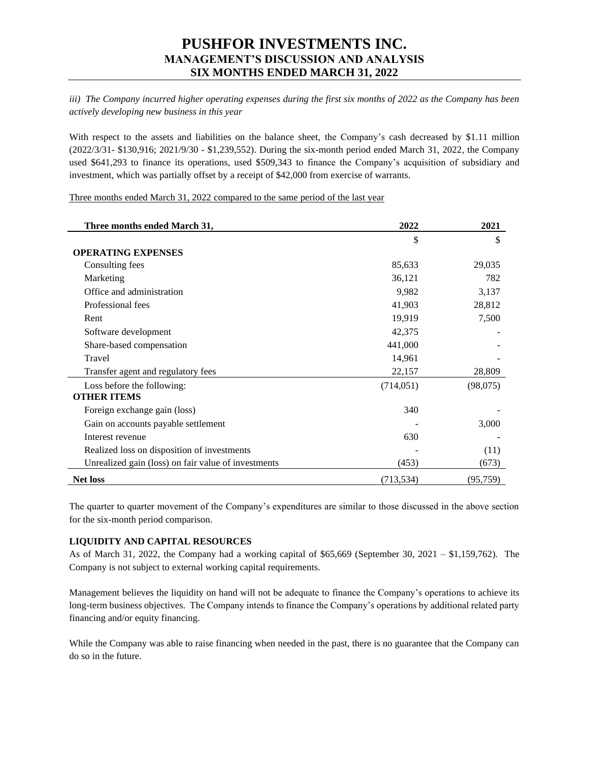*iii) The Company incurred higher operating expenses during the first six months of 2022 as the Company has been actively developing new business in this year*

With respect to the assets and liabilities on the balance sheet, the Company's cash decreased by $1.11 million (2022/3/31- $130,916; 2021/9/30 - $1,239,552). During the six-month period ended March 31, 2022, the Company used $641,293 to finance its operations, used $509,343 to finance the Company's acquisition of subsidiary and investment, which was partially offset by a receipt of $42,000 from exercise of warrants.

Three months ended March 31, 2022 compared to the same period of the last year

| Three months ended March 31, | 2022 | 2021 |
|---|---|---|
| | $ | $ |
| **OPERATING EXPENSES** | | |
| Consulting fees | 85,633 | 29,035 |
| Marketing | 36,121 | 782 |
| Office and administration | 9,982 | 3,137 |
| Professional fees | 41,903 | 28,812 |
| Rent | 19,919 | 7,500 |
| Software development | 42,375 | - |
| Share-based compensation | 441,000 | - |
| Travel | 14,961 | - |
| Transfer agent and regulatory fees | 22,157 | 28,809 |
| Loss before the following: | (714,051) | (98,075) |
| **OTHER ITEMS** | | |
| Foreign exchange gain (loss) | 340 | - |
| Gain on accounts payable settlement | - | 3,000 |
| Interest revenue | 630 | - |
| Realized loss on disposition of investments | - | (11) |
| Unrealized gain (loss) on fair value of investments | (453) | (673) |
| **Net loss** | (713,534) | (95,759) |

The quarter to quarter movement of the Company's expenditures are similar to those discussed in the above section for the six-month period comparison.

## LIQUIDITY AND CAPITAL RESOURCES

As of March 31, 2022, the Company had a working capital of $65,669 (September 30, 2021 – $1,159,762). The Company is not subject to external working capital requirements.

Management believes the liquidity on hand will not be adequate to finance the Company's operations to achieve its long-term business objectives. The Company intends to finance the Company's operations by additional related party financing and/or equity financing.

While the Company was able to raise financing when needed in the past, there is no guarantee that the Company can do so in the future.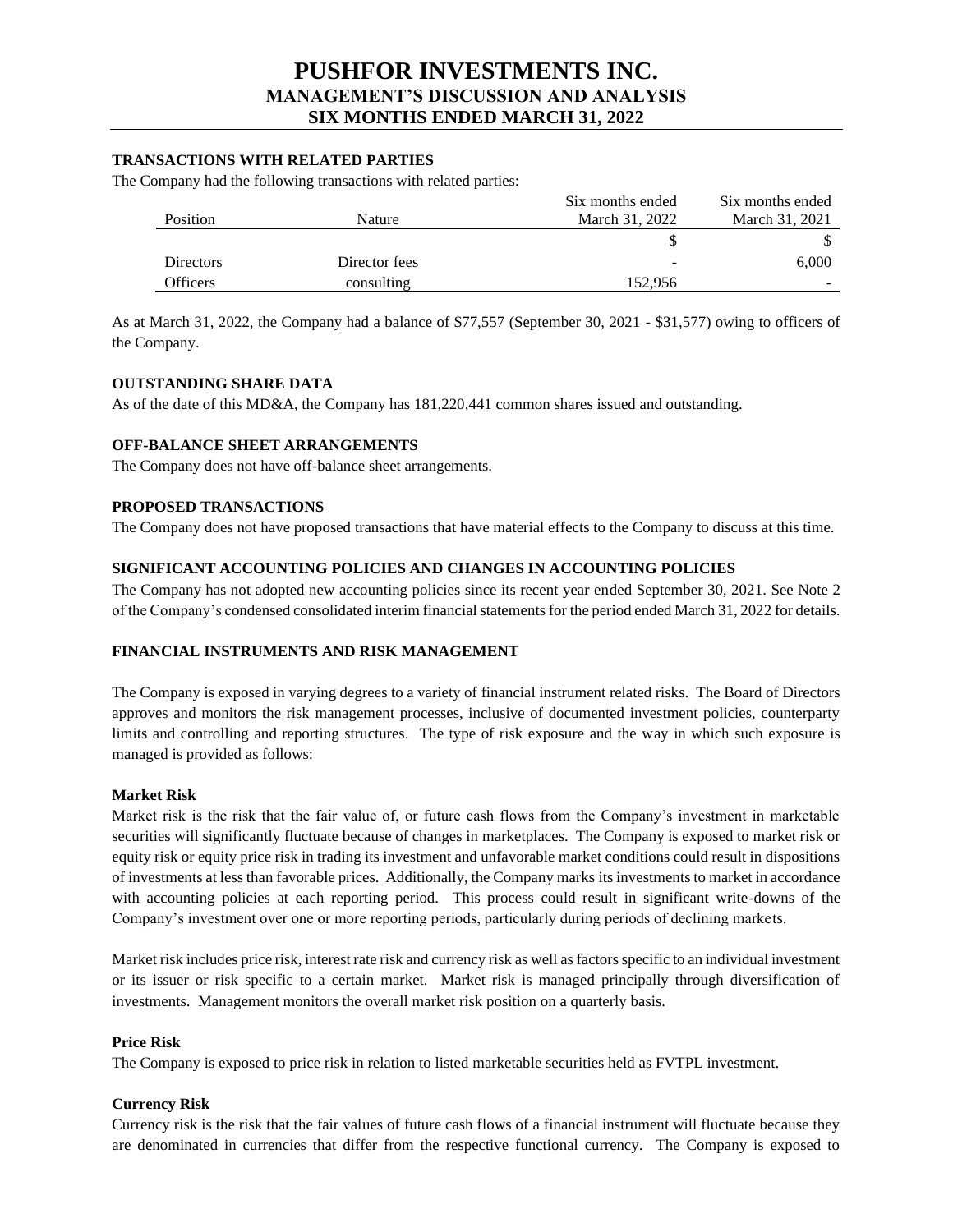#### TRANSACTIONS WITH RELATED PARTIES

The Company had the following transactions with related parties:

| Position | Nature | Six months ended March 31, 2022 | Six months ended March 31, 2021 |
|---|---|---|---|
| | | $ | $ |
| Directors | Director fees | - | 6,000 |
| Officers | consulting | 152,956 | - |

As at March 31, 2022, the Company had a balance of $77,557 (September 30, 2021 - $31,577) owing to officers of the Company.

#### OUTSTANDING SHARE DATA

As of the date of this MD&A, the Company has 181,220,441 common shares issued and outstanding.

#### OFF-BALANCE SHEET ARRANGEMENTS

The Company does not have off-balance sheet arrangements.

#### PROPOSED TRANSACTIONS

The Company does not have proposed transactions that have material effects to the Company to discuss at this time.

#### SIGNIFICANT ACCOUNTING POLICIES AND CHANGES IN ACCOUNTING POLICIES

The Company has not adopted new accounting policies since its recent year ended September 30, 2021. See Note 2 of the Company's condensed consolidated interim financial statements for the period ended March 31, 2022 for details.

#### FINANCIAL INSTRUMENTS AND RISK MANAGEMENT

The Company is exposed in varying degrees to a variety of financial instrument related risks. The Board of Directors approves and monitors the risk management processes, inclusive of documented investment policies, counterparty limits and controlling and reporting structures. The type of risk exposure and the way in which such exposure is managed is provided as follows:

**Market Risk**

Market risk is the risk that the fair value of, or future cash flows from the Company's investment in marketable securities will significantly fluctuate because of changes in marketplaces. The Company is exposed to market risk or equity risk or equity price risk in trading its investment and unfavorable market conditions could result in dispositions of investments at less than favorable prices. Additionally, the Company marks its investments to market in accordance with accounting policies at each reporting period. This process could result in significant write-downs of the Company's investment over one or more reporting periods, particularly during periods of declining markets.

Market risk includes price risk, interest rate risk and currency risk as well as factors specific to an individual investment or its issuer or risk specific to a certain market. Market risk is managed principally through diversification of investments. Management monitors the overall market risk position on a quarterly basis.

**Price Risk**

The Company is exposed to price risk in relation to listed marketable securities held as FVTPL investment.

**Currency Risk**

Currency risk is the risk that the fair values of future cash flows of a financial instrument will fluctuate because they are denominated in currencies that differ from the respective functional currency. The Company is exposed to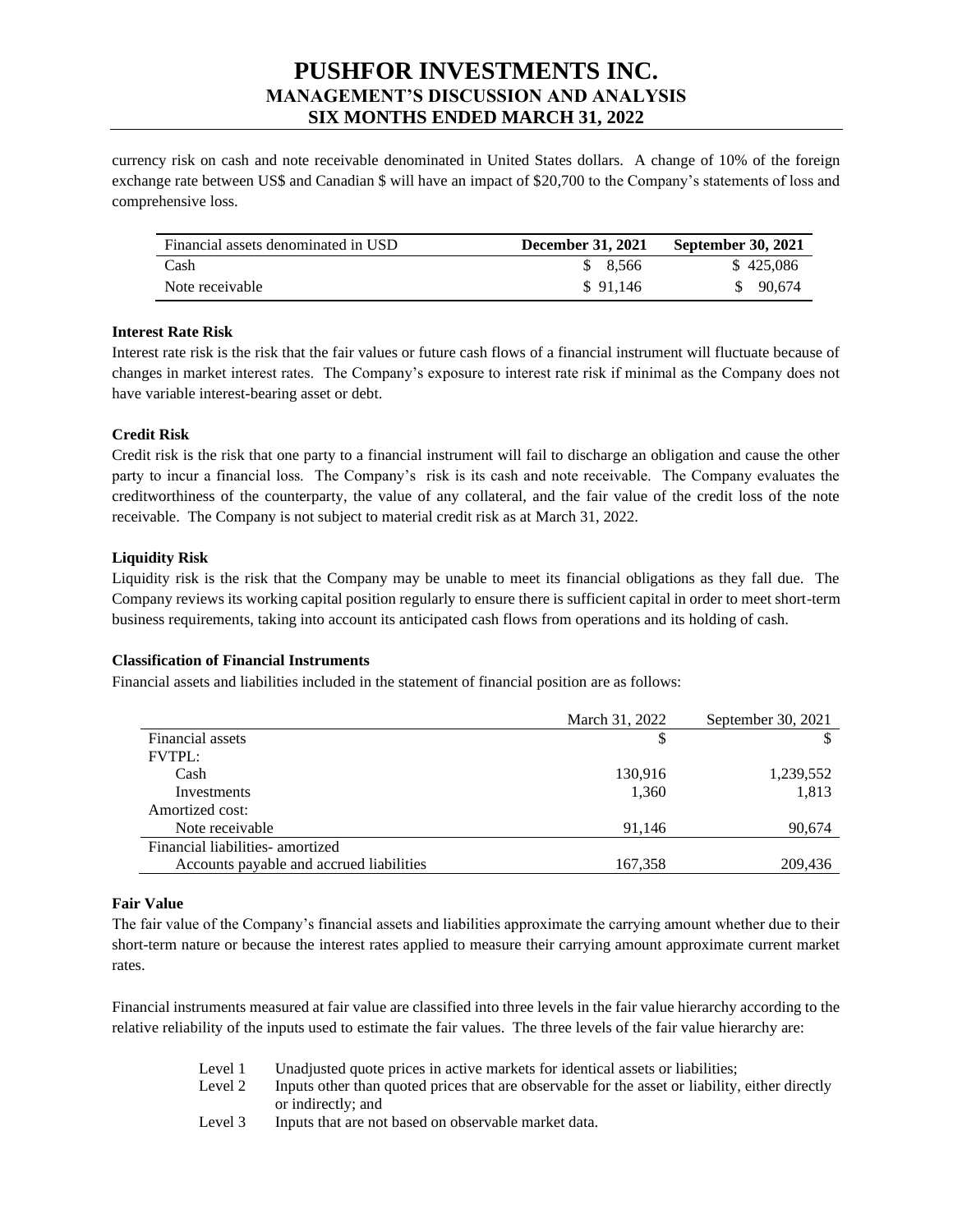currency risk on cash and note receivable denominated in United States dollars. A change of 10% of the foreign exchange rate between US$ and Canadian $ will have an impact of $20,700 to the Company's statements of loss and comprehensive loss.

| Financial assets denominated in USD | **December 31, 2021** | **September 30, 2021** |
|---|---|---|
| Cash | $ 8,566 | $ 425,086 |
| Note receivable | $ 91,146 | $ 90,674 |

**Interest Rate Risk**

Interest rate risk is the risk that the fair values or future cash flows of a financial instrument will fluctuate because of changes in market interest rates. The Company's exposure to interest rate risk if minimal as the Company does not have variable interest-bearing asset or debt.

**Credit Risk**

Credit risk is the risk that one party to a financial instrument will fail to discharge an obligation and cause the other party to incur a financial loss. The Company's risk is its cash and note receivable. The Company evaluates the creditworthiness of the counterparty, the value of any collateral, and the fair value of the credit loss of the note receivable. The Company is not subject to material credit risk as at March 31, 2022.

**Liquidity Risk**

Liquidity risk is the risk that the Company may be unable to meet its financial obligations as they fall due. The Company reviews its working capital position regularly to ensure there is sufficient capital in order to meet short-term business requirements, taking into account its anticipated cash flows from operations and its holding of cash.

**Classification of Financial Instruments**

Financial assets and liabilities included in the statement of financial position are as follows:

| | March 31, 2022 | September 30, 2021 |
|---|---|---|
| Financial assets | $ | $ |
| FVTPL: | | |
| Cash | 130,916 | 1,239,552 |
| Investments | 1,360 | 1,813 |
| Amortized cost: | | |
| Note receivable | 91,146 | 90,674 |
| Financial liabilities- amortized | | |
| Accounts payable and accrued liabilities | 167,358 | 209,436 |

**Fair Value**

The fair value of the Company's financial assets and liabilities approximate the carrying amount whether due to their short-term nature or because the interest rates applied to measure their carrying amount approximate current market rates.

Financial instruments measured at fair value are classified into three levels in the fair value hierarchy according to the relative reliability of the inputs used to estimate the fair values. The three levels of the fair value hierarchy are:

- Level 1 Unadjusted quote prices in active markets for identical assets or liabilities;
- Level 2 Inputs other than quoted prices that are observable for the asset or liability, either directly or indirectly; and
- Level 3 Inputs that are not based on observable market data.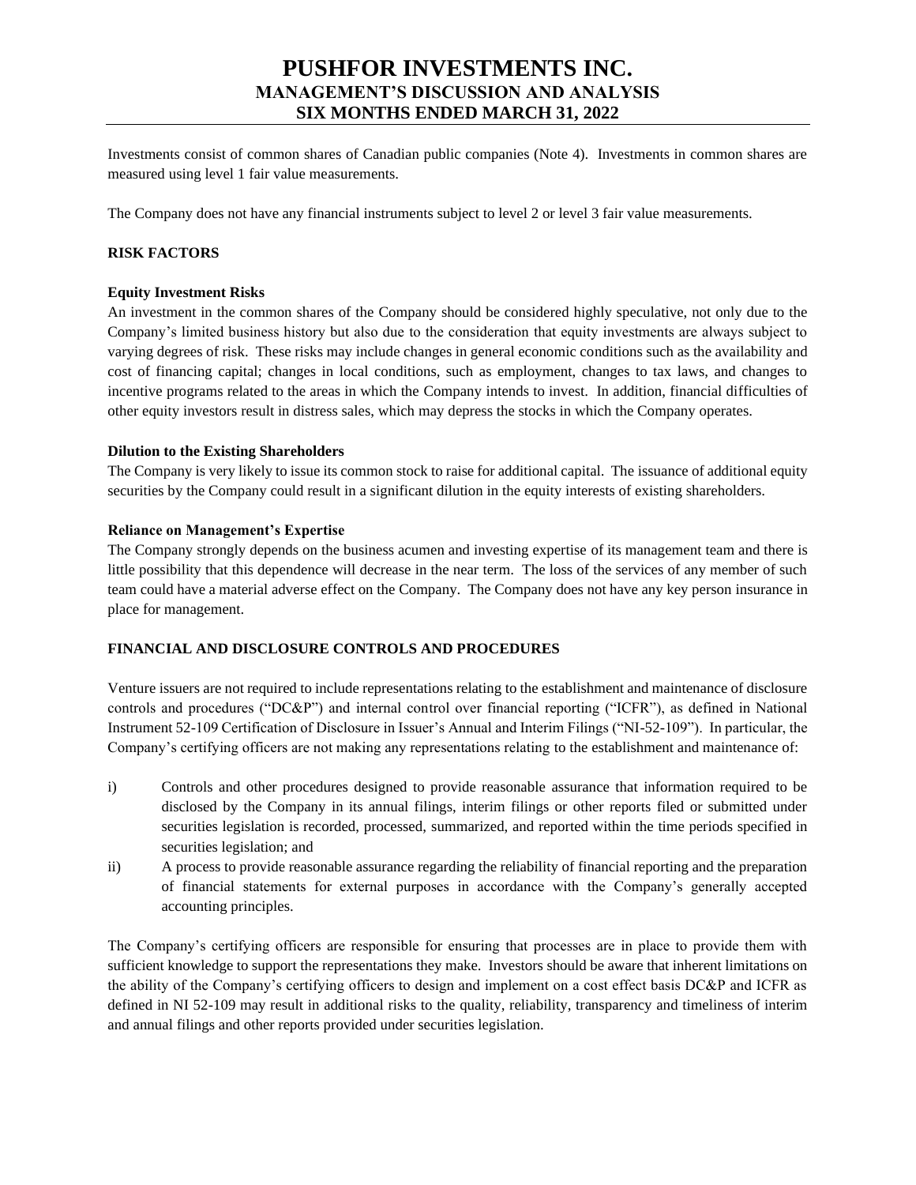Investments consist of common shares of Canadian public companies (Note 4). Investments in common shares are measured using level 1 fair value measurements.

The Company does not have any financial instruments subject to level 2 or level 3 fair value measurements.

## RISK FACTORS

**Equity Investment Risks**

An investment in the common shares of the Company should be considered highly speculative, not only due to the Company's limited business history but also due to the consideration that equity investments are always subject to varying degrees of risk. These risks may include changes in general economic conditions such as the availability and cost of financing capital; changes in local conditions, such as employment, changes to tax laws, and changes to incentive programs related to the areas in which the Company intends to invest. In addition, financial difficulties of other equity investors result in distress sales, which may depress the stocks in which the Company operates.

**Dilution to the Existing Shareholders**

The Company is very likely to issue its common stock to raise for additional capital. The issuance of additional equity securities by the Company could result in a significant dilution in the equity interests of existing shareholders.

**Reliance on Management's Expertise**

The Company strongly depends on the business acumen and investing expertise of its management team and there is little possibility that this dependence will decrease in the near term. The loss of the services of any member of such team could have a material adverse effect on the Company. The Company does not have any key person insurance in place for management.

## FINANCIAL AND DISCLOSURE CONTROLS AND PROCEDURES

Venture issuers are not required to include representations relating to the establishment and maintenance of disclosure controls and procedures ("DC&P") and internal control over financial reporting ("ICFR"), as defined in National Instrument 52-109 Certification of Disclosure in Issuer's Annual and Interim Filings ("NI-52-109"). In particular, the Company's certifying officers are not making any representations relating to the establishment and maintenance of:

i) Controls and other procedures designed to provide reasonable assurance that information required to be disclosed by the Company in its annual filings, interim filings or other reports filed or submitted under securities legislation is recorded, processed, summarized, and reported within the time periods specified in securities legislation; and

ii) A process to provide reasonable assurance regarding the reliability of financial reporting and the preparation of financial statements for external purposes in accordance with the Company's generally accepted accounting principles.

The Company's certifying officers are responsible for ensuring that processes are in place to provide them with sufficient knowledge to support the representations they make. Investors should be aware that inherent limitations on the ability of the Company's certifying officers to design and implement on a cost effect basis DC&P and ICFR as defined in NI 52-109 may result in additional risks to the quality, reliability, transparency and timeliness of interim and annual filings and other reports provided under securities legislation.